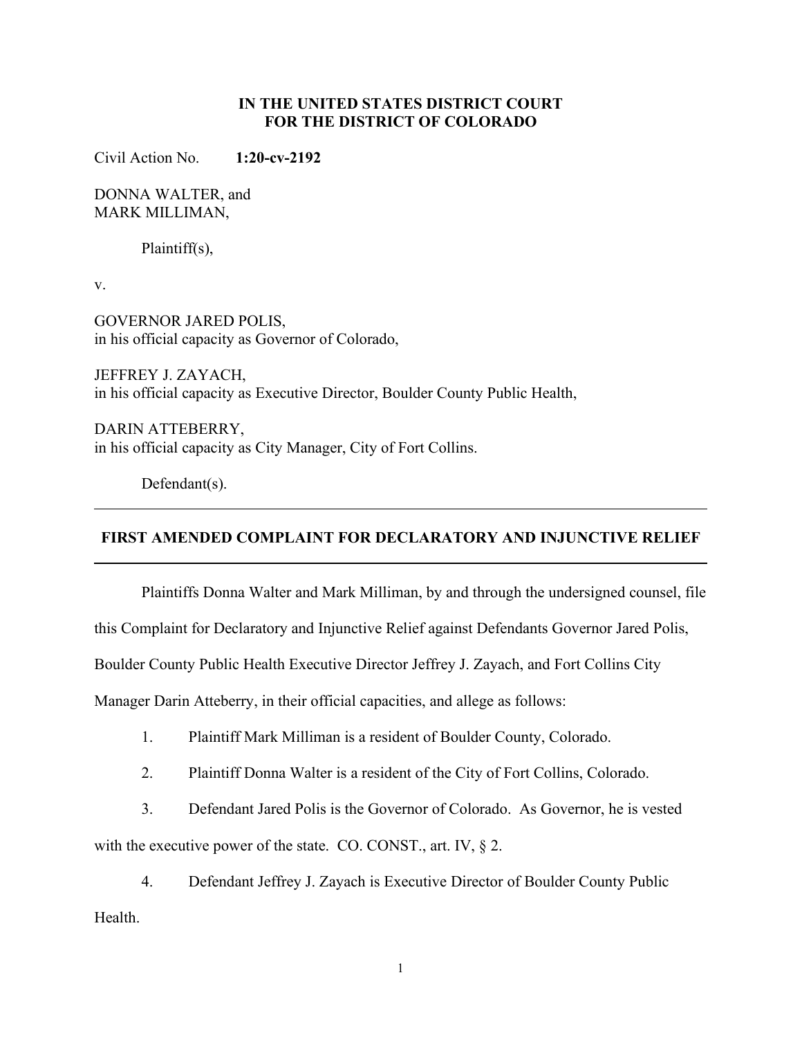**IN THE UNITED STATES DISTRICT COURT**
**FOR THE DISTRICT OF COLORADO**

Civil Action No. **1:20-cv-2192**

DONNA WALTER, and
MARK MILLIMAN,

Plaintiff(s),

v.

GOVERNOR JARED POLIS,
in his official capacity as Governor of Colorado,

JEFFREY J. ZAYACH,
in his official capacity as Executive Director, Boulder County Public Health,

DARIN ATTEBERRY,
in his official capacity as City Manager, City of Fort Collins.

Defendant(s).

---

## FIRST AMENDED COMPLAINT FOR DECLARATORY AND INJUNCTIVE RELIEF

---

Plaintiffs Donna Walter and Mark Milliman, by and through the undersigned counsel, file this Complaint for Declaratory and Injunctive Relief against Defendants Governor Jared Polis, Boulder County Public Health Executive Director Jeffrey J. Zayach, and Fort Collins City Manager Darin Atteberry, in their official capacities, and allege as follows:

1. Plaintiff Mark Milliman is a resident of Boulder County, Colorado.

2. Plaintiff Donna Walter is a resident of the City of Fort Collins, Colorado.

3. Defendant Jared Polis is the Governor of Colorado. As Governor, he is vested with the executive power of the state. CO. CONST., art. IV, § 2.

4. Defendant Jeffrey J. Zayach is Executive Director of Boulder County Public Health.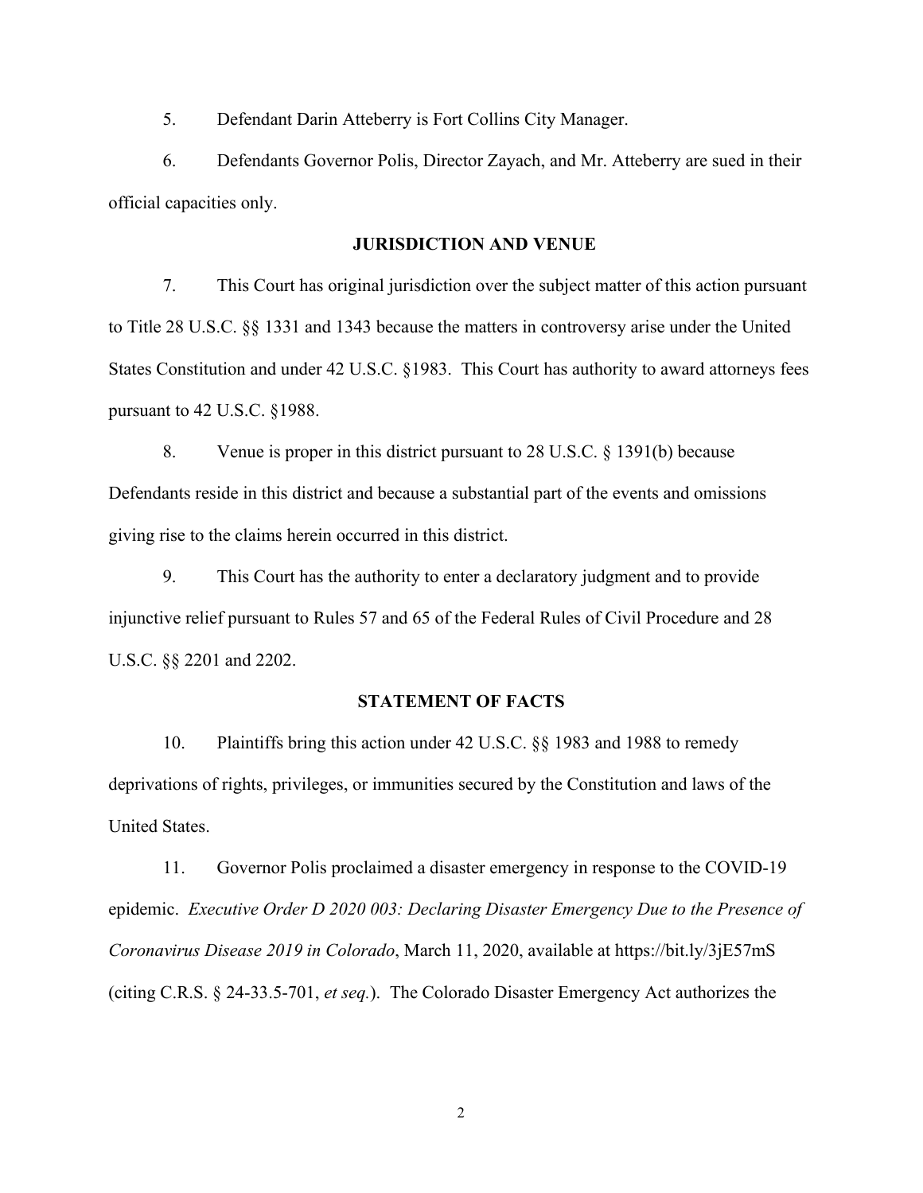5. Defendant Darin Atteberry is Fort Collins City Manager.

6. Defendants Governor Polis, Director Zayach, and Mr. Atteberry are sued in their official capacities only.

## JURISDICTION AND VENUE

7. This Court has original jurisdiction over the subject matter of this action pursuant to Title 28 U.S.C. §§ 1331 and 1343 because the matters in controversy arise under the United States Constitution and under 42 U.S.C. §1983. This Court has authority to award attorneys fees pursuant to 42 U.S.C. §1988.

8. Venue is proper in this district pursuant to 28 U.S.C. § 1391(b) because Defendants reside in this district and because a substantial part of the events and omissions giving rise to the claims herein occurred in this district.

9. This Court has the authority to enter a declaratory judgment and to provide injunctive relief pursuant to Rules 57 and 65 of the Federal Rules of Civil Procedure and 28 U.S.C. §§ 2201 and 2202.

## STATEMENT OF FACTS

10. Plaintiffs bring this action under 42 U.S.C. §§ 1983 and 1988 to remedy deprivations of rights, privileges, or immunities secured by the Constitution and laws of the United States.

11. Governor Polis proclaimed a disaster emergency in response to the COVID-19 epidemic. *Executive Order D 2020 003: Declaring Disaster Emergency Due to the Presence of Coronavirus Disease 2019 in Colorado*, March 11, 2020, available at https://bit.ly/3jE57mS (citing C.R.S. § 24-33.5-701, *et seq.*). The Colorado Disaster Emergency Act authorizes the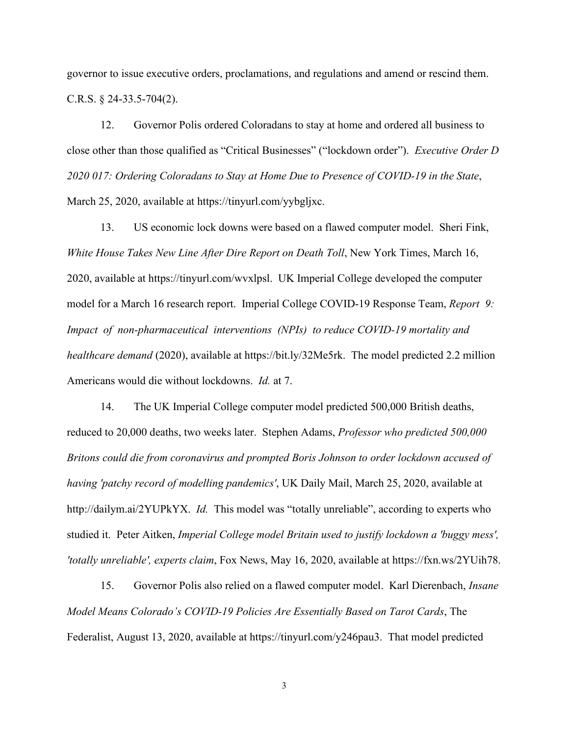governor to issue executive orders, proclamations, and regulations and amend or rescind them. C.R.S. § 24-33.5-704(2).

12. Governor Polis ordered Coloradans to stay at home and ordered all business to close other than those qualified as "Critical Businesses" ("lockdown order"). *Executive Order D 2020 017: Ordering Coloradans to Stay at Home Due to Presence of COVID-19 in the State*, March 25, 2020, available at https://tinyurl.com/yybgljxc.

13. US economic lock downs were based on a flawed computer model. Sheri Fink, *White House Takes New Line After Dire Report on Death Toll*, New York Times, March 16, 2020, available at https://tinyurl.com/wvxlpsl. UK Imperial College developed the computer model for a March 16 research report. Imperial College COVID-19 Response Team, *Report 9: Impact of non-pharmaceutical interventions (NPIs) to reduce COVID-19 mortality and healthcare demand* (2020), available at https://bit.ly/32Me5rk. The model predicted 2.2 million Americans would die without lockdowns. *Id.* at 7.

14. The UK Imperial College computer model predicted 500,000 British deaths, reduced to 20,000 deaths, two weeks later. Stephen Adams, *Professor who predicted 500,000 Britons could die from coronavirus and prompted Boris Johnson to order lockdown accused of having 'patchy record of modelling pandemics'*, UK Daily Mail, March 25, 2020, available at http://dailym.ai/2YUPkYX. *Id.* This model was "totally unreliable", according to experts who studied it. Peter Aitken, *Imperial College model Britain used to justify lockdown a 'buggy mess', 'totally unreliable', experts claim*, Fox News, May 16, 2020, available at https://fxn.ws/2YUih78.

15. Governor Polis also relied on a flawed computer model. Karl Dierenbach, *Insane Model Means Colorado's COVID-19 Policies Are Essentially Based on Tarot Cards*, The Federalist, August 13, 2020, available at https://tinyurl.com/y246pau3. That model predicted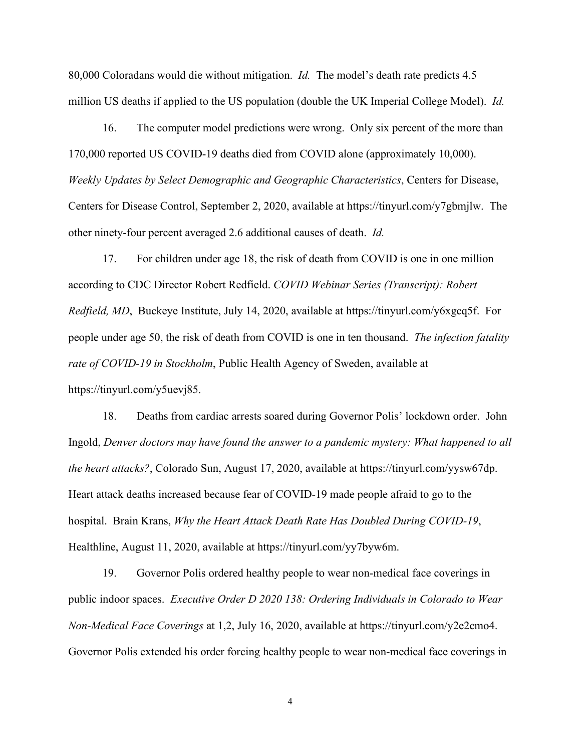80,000 Coloradans would die without mitigation. *Id.* The model's death rate predicts 4.5 million US deaths if applied to the US population (double the UK Imperial College Model). *Id.*

16. The computer model predictions were wrong. Only six percent of the more than 170,000 reported US COVID-19 deaths died from COVID alone (approximately 10,000). *Weekly Updates by Select Demographic and Geographic Characteristics*, Centers for Disease, Centers for Disease Control, September 2, 2020, available at https://tinyurl.com/y7gbmjlw. The other ninety-four percent averaged 2.6 additional causes of death. *Id.*

17. For children under age 18, the risk of death from COVID is one in one million according to CDC Director Robert Redfield. *COVID Webinar Series (Transcript): Robert Redfield, MD*, Buckeye Institute, July 14, 2020, available at https://tinyurl.com/y6xgcq5f. For people under age 50, the risk of death from COVID is one in ten thousand. *The infection fatality rate of COVID-19 in Stockholm*, Public Health Agency of Sweden, available at https://tinyurl.com/y5uevj85.

18. Deaths from cardiac arrests soared during Governor Polis' lockdown order. John Ingold, *Denver doctors may have found the answer to a pandemic mystery: What happened to all the heart attacks?*, Colorado Sun, August 17, 2020, available at https://tinyurl.com/yysw67dp. Heart attack deaths increased because fear of COVID-19 made people afraid to go to the hospital. Brain Krans, *Why the Heart Attack Death Rate Has Doubled During COVID-19*, Healthline, August 11, 2020, available at https://tinyurl.com/yy7byw6m.

19. Governor Polis ordered healthy people to wear non-medical face coverings in public indoor spaces. *Executive Order D 2020 138: Ordering Individuals in Colorado to Wear Non-Medical Face Coverings* at 1,2, July 16, 2020, available at https://tinyurl.com/y2e2cmo4. Governor Polis extended his order forcing healthy people to wear non-medical face coverings in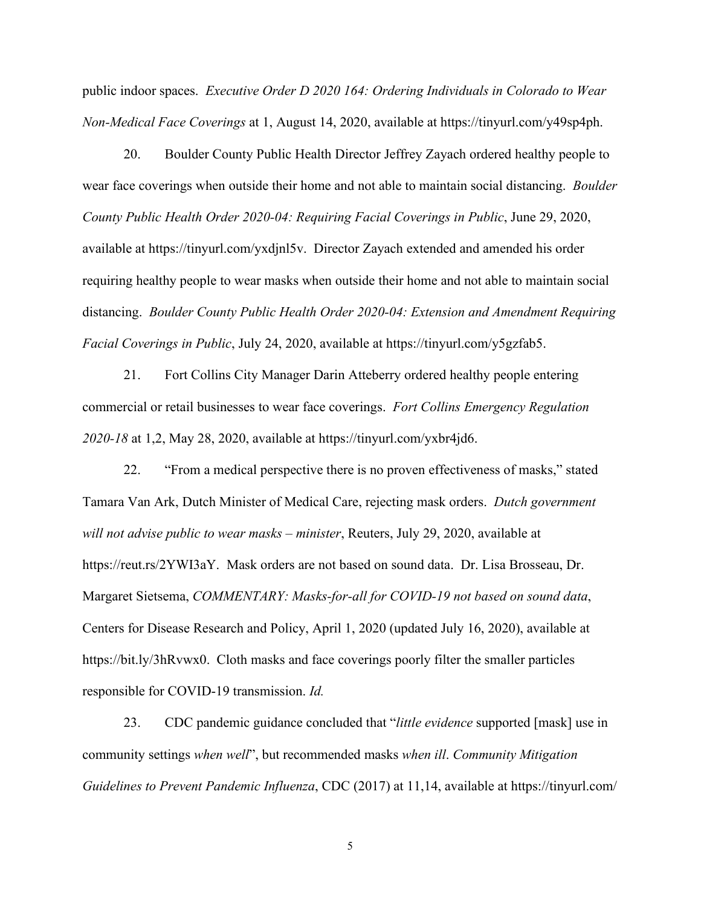public indoor spaces. *Executive Order D 2020 164: Ordering Individuals in Colorado to Wear Non-Medical Face Coverings* at 1, August 14, 2020, available at https://tinyurl.com/y49sp4ph.

20. Boulder County Public Health Director Jeffrey Zayach ordered healthy people to wear face coverings when outside their home and not able to maintain social distancing. *Boulder County Public Health Order 2020-04: Requiring Facial Coverings in Public*, June 29, 2020, available at https://tinyurl.com/yxdjnl5v. Director Zayach extended and amended his order requiring healthy people to wear masks when outside their home and not able to maintain social distancing. *Boulder County Public Health Order 2020-04: Extension and Amendment Requiring Facial Coverings in Public*, July 24, 2020, available at https://tinyurl.com/y5gzfab5.

21. Fort Collins City Manager Darin Atteberry ordered healthy people entering commercial or retail businesses to wear face coverings. *Fort Collins Emergency Regulation 2020-18* at 1,2, May 28, 2020, available at https://tinyurl.com/yxbr4jd6.

22. "From a medical perspective there is no proven effectiveness of masks," stated Tamara Van Ark, Dutch Minister of Medical Care, rejecting mask orders. *Dutch government will not advise public to wear masks – minister*, Reuters, July 29, 2020, available at https://reut.rs/2YWI3aY. Mask orders are not based on sound data. Dr. Lisa Brosseau, Dr. Margaret Sietsema, *COMMENTARY: Masks-for-all for COVID-19 not based on sound data*, Centers for Disease Research and Policy, April 1, 2020 (updated July 16, 2020), available at https://bit.ly/3hRvwx0. Cloth masks and face coverings poorly filter the smaller particles responsible for COVID-19 transmission. *Id.*

23. CDC pandemic guidance concluded that "*little evidence* supported [mask] use in community settings *when well*", but recommended masks *when ill*. *Community Mitigation Guidelines to Prevent Pandemic Influenza*, CDC (2017) at 11,14, available at https://tinyurl.com/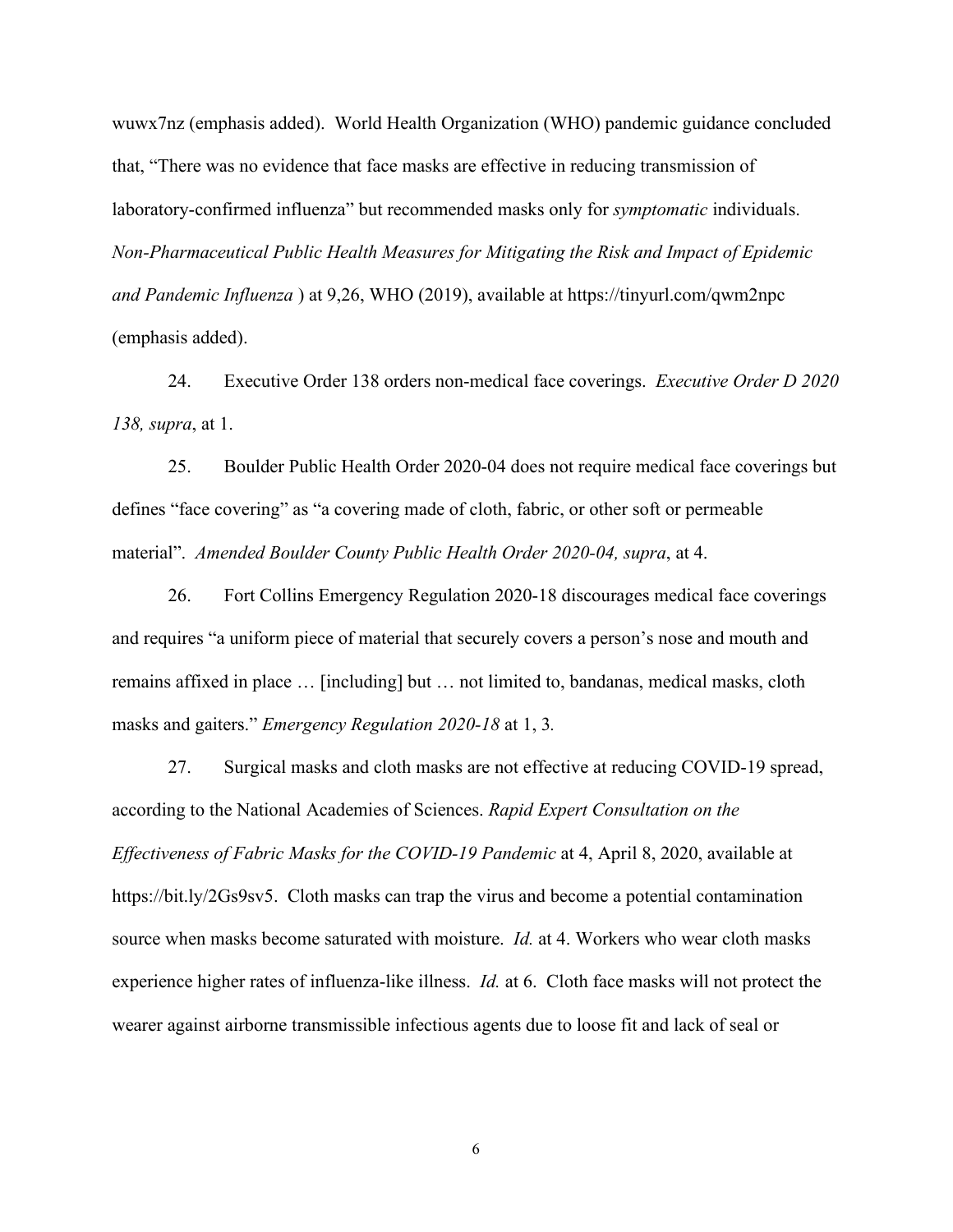wuwx7nz (emphasis added). World Health Organization (WHO) pandemic guidance concluded that, "There was no evidence that face masks are effective in reducing transmission of laboratory-confirmed influenza" but recommended masks only for *symptomatic* individuals. *Non-Pharmaceutical Public Health Measures for Mitigating the Risk and Impact of Epidemic and Pandemic Influenza* ) at 9,26, WHO (2019), available at https://tinyurl.com/qwm2npc (emphasis added).

24. Executive Order 138 orders non-medical face coverings. *Executive Order D 2020 138, supra*, at 1.

25. Boulder Public Health Order 2020-04 does not require medical face coverings but defines "face covering" as "a covering made of cloth, fabric, or other soft or permeable material". *Amended Boulder County Public Health Order 2020-04, supra*, at 4.

26. Fort Collins Emergency Regulation 2020-18 discourages medical face coverings and requires "a uniform piece of material that securely covers a person's nose and mouth and remains affixed in place … [including] but … not limited to, bandanas, medical masks, cloth masks and gaiters." *Emergency Regulation 2020-18* at 1, 3*.*

27. Surgical masks and cloth masks are not effective at reducing COVID-19 spread, according to the National Academies of Sciences. *Rapid Expert Consultation on the Effectiveness of Fabric Masks for the COVID-19 Pandemic* at 4, April 8, 2020, available at https://bit.ly/2Gs9sv5. Cloth masks can trap the virus and become a potential contamination source when masks become saturated with moisture. *Id.* at 4. Workers who wear cloth masks experience higher rates of influenza-like illness. *Id.* at 6. Cloth face masks will not protect the wearer against airborne transmissible infectious agents due to loose fit and lack of seal or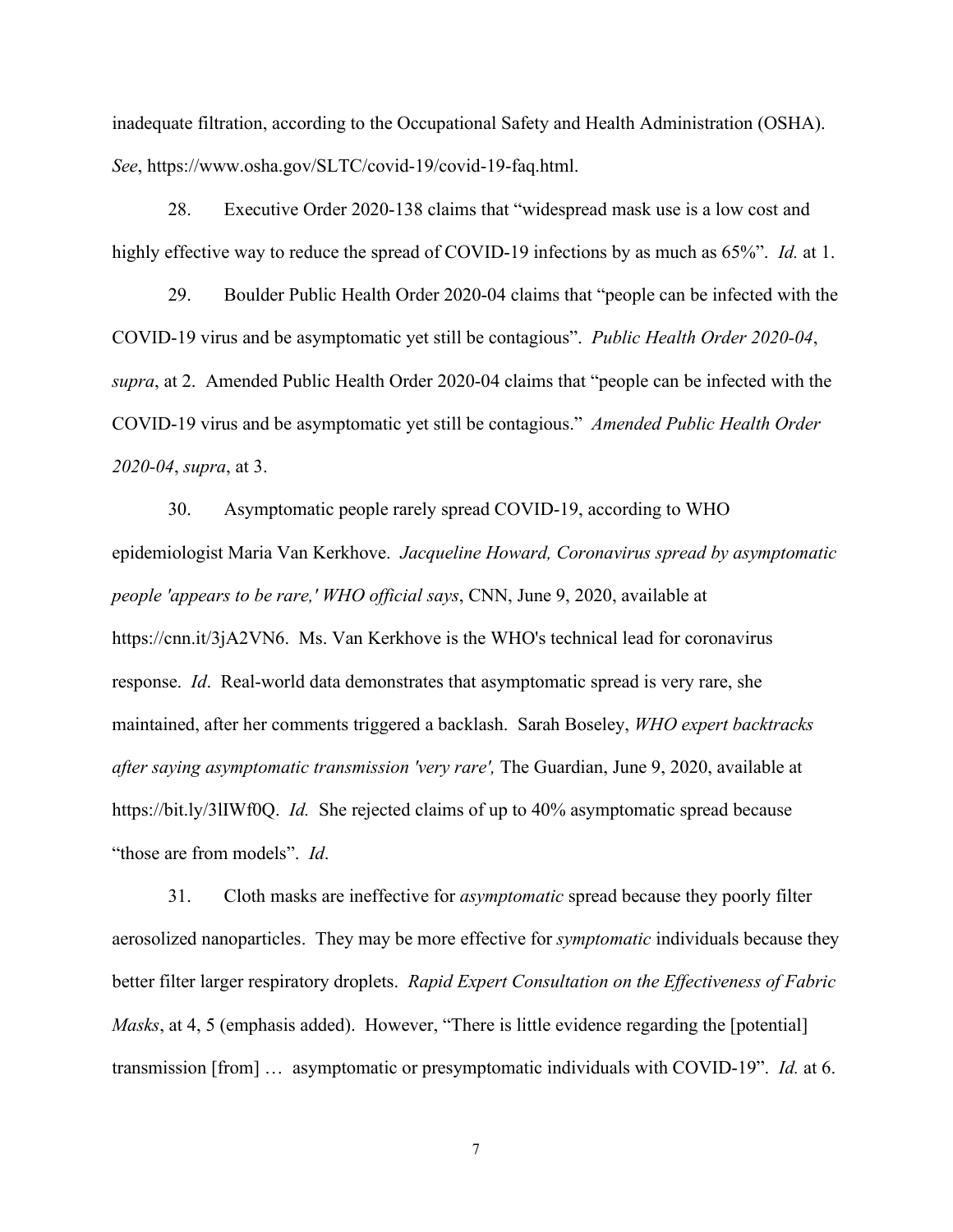inadequate filtration, according to the Occupational Safety and Health Administration (OSHA). *See*, https://www.osha.gov/SLTC/covid-19/covid-19-faq.html.

28. Executive Order 2020-138 claims that "widespread mask use is a low cost and highly effective way to reduce the spread of COVID-19 infections by as much as 65%". *Id.* at 1.

29. Boulder Public Health Order 2020-04 claims that "people can be infected with the COVID-19 virus and be asymptomatic yet still be contagious". *Public Health Order 2020-04*, *supra*, at 2. Amended Public Health Order 2020-04 claims that "people can be infected with the COVID-19 virus and be asymptomatic yet still be contagious." *Amended Public Health Order 2020-04*, *supra*, at 3.

30. Asymptomatic people rarely spread COVID-19, according to WHO epidemiologist Maria Van Kerkhove. *Jacqueline Howard, Coronavirus spread by asymptomatic people 'appears to be rare,' WHO official says*, CNN, June 9, 2020, available at https://cnn.it/3jA2VN6. Ms. Van Kerkhove is the WHO's technical lead for coronavirus response. *Id*. Real-world data demonstrates that asymptomatic spread is very rare, she maintained, after her comments triggered a backlash. Sarah Boseley, *WHO expert backtracks after saying asymptomatic transmission 'very rare',* The Guardian, June 9, 2020, available at https://bit.ly/3lIWf0Q. *Id.* She rejected claims of up to 40% asymptomatic spread because "those are from models". *Id*.

31. Cloth masks are ineffective for *asymptomatic* spread because they poorly filter aerosolized nanoparticles. They may be more effective for *symptomatic* individuals because they better filter larger respiratory droplets. *Rapid Expert Consultation on the Effectiveness of Fabric Masks*, at 4, 5 (emphasis added). However, "There is little evidence regarding the [potential] transmission [from] … asymptomatic or presymptomatic individuals with COVID-19". *Id.* at 6.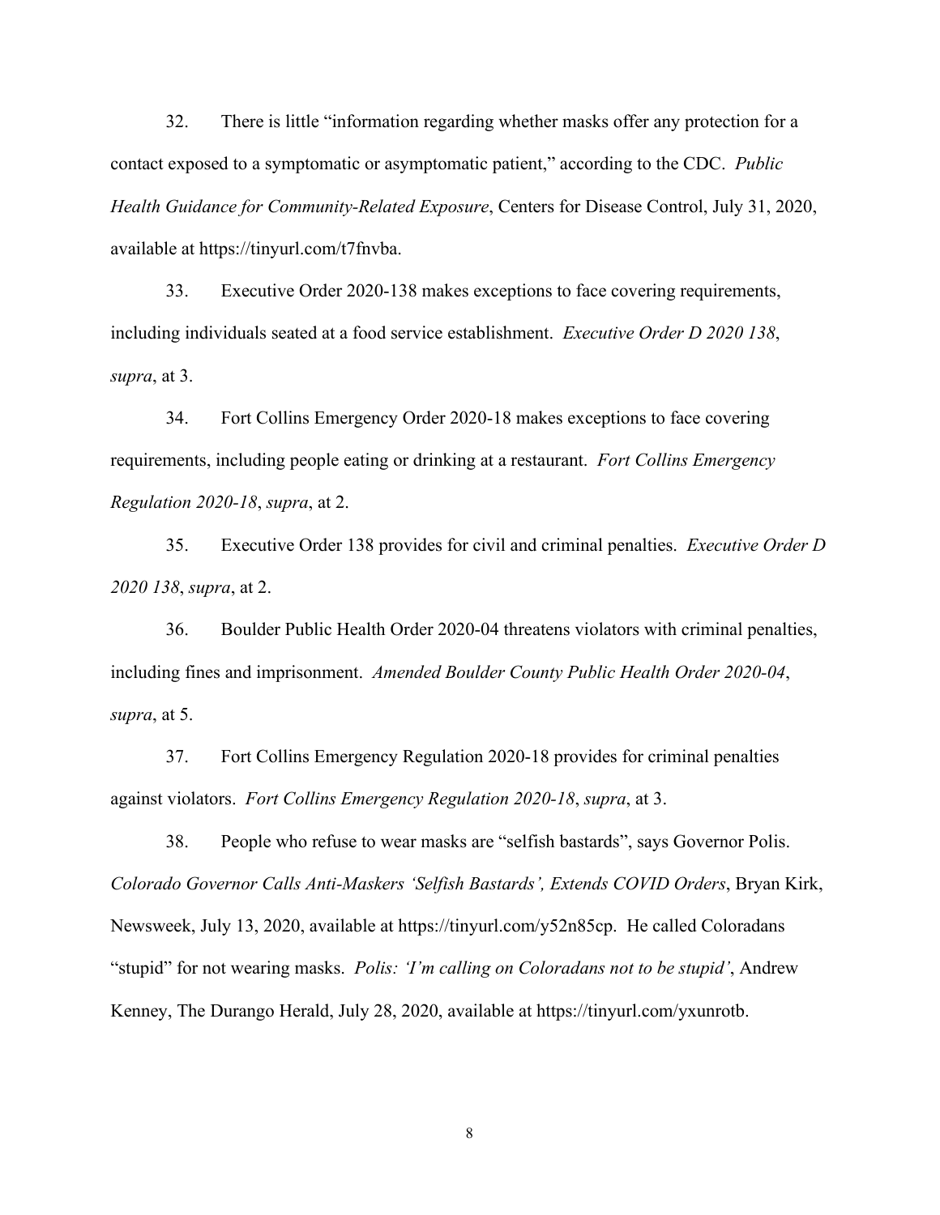32. There is little “information regarding whether masks offer any protection for a contact exposed to a symptomatic or asymptomatic patient,” according to the CDC. *Public Health Guidance for Community-Related Exposure*, Centers for Disease Control, July 31, 2020, available at https://tinyurl.com/t7fnvba.

33. Executive Order 2020-138 makes exceptions to face covering requirements, including individuals seated at a food service establishment. *Executive Order D 2020 138*, *supra*, at 3.

34. Fort Collins Emergency Order 2020-18 makes exceptions to face covering requirements, including people eating or drinking at a restaurant. *Fort Collins Emergency Regulation 2020-18*, *supra*, at 2.

35. Executive Order 138 provides for civil and criminal penalties. *Executive Order D 2020 138*, *supra*, at 2.

36. Boulder Public Health Order 2020-04 threatens violators with criminal penalties, including fines and imprisonment. *Amended Boulder County Public Health Order 2020-04*, *supra*, at 5.

37. Fort Collins Emergency Regulation 2020-18 provides for criminal penalties against violators. *Fort Collins Emergency Regulation 2020-18*, *supra*, at 3.

38. People who refuse to wear masks are “selfish bastards”, says Governor Polis. *Colorado Governor Calls Anti-Maskers ‘Selfish Bastards’, Extends COVID Orders*, Bryan Kirk, Newsweek, July 13, 2020, available at https://tinyurl.com/y52n85cp. He called Coloradans “stupid” for not wearing masks. *Polis: ‘I’m calling on Coloradans not to be stupid’*, Andrew Kenney, The Durango Herald, July 28, 2020, available at https://tinyurl.com/yxunrotb.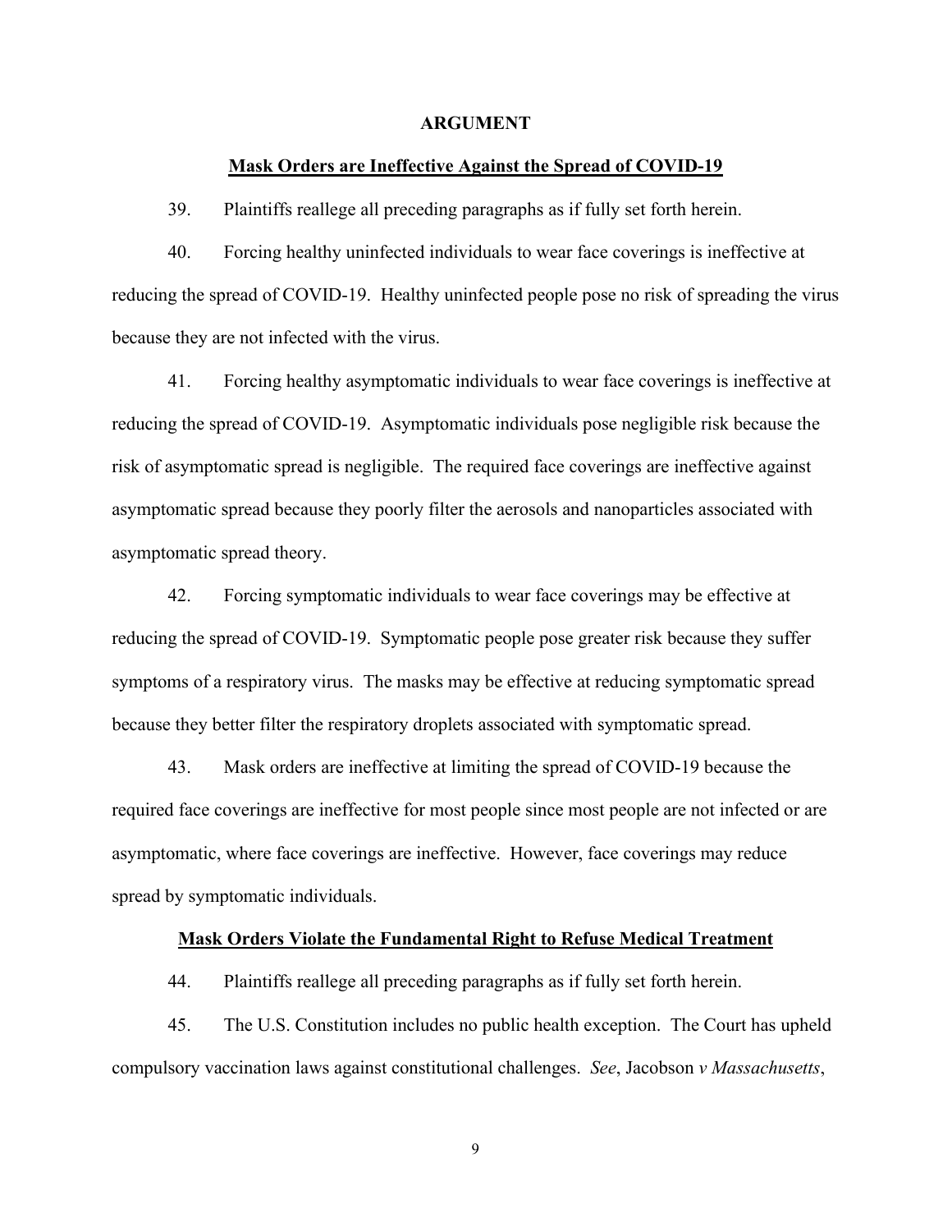**ARGUMENT**

**Mask Orders are Ineffective Against the Spread of COVID-19**

39. Plaintiffs reallege all preceding paragraphs as if fully set forth herein.

40. Forcing healthy uninfected individuals to wear face coverings is ineffective at reducing the spread of COVID-19. Healthy uninfected people pose no risk of spreading the virus because they are not infected with the virus.

41. Forcing healthy asymptomatic individuals to wear face coverings is ineffective at reducing the spread of COVID-19. Asymptomatic individuals pose negligible risk because the risk of asymptomatic spread is negligible. The required face coverings are ineffective against asymptomatic spread because they poorly filter the aerosols and nanoparticles associated with asymptomatic spread theory.

42. Forcing symptomatic individuals to wear face coverings may be effective at reducing the spread of COVID-19. Symptomatic people pose greater risk because they suffer symptoms of a respiratory virus. The masks may be effective at reducing symptomatic spread because they better filter the respiratory droplets associated with symptomatic spread.

43. Mask orders are ineffective at limiting the spread of COVID-19 because the required face coverings are ineffective for most people since most people are not infected or are asymptomatic, where face coverings are ineffective. However, face coverings may reduce spread by symptomatic individuals.

**Mask Orders Violate the Fundamental Right to Refuse Medical Treatment**

44. Plaintiffs reallege all preceding paragraphs as if fully set forth herein.

45. The U.S. Constitution includes no public health exception. The Court has upheld compulsory vaccination laws against constitutional challenges. *See*, Jacobson *v Massachusetts*,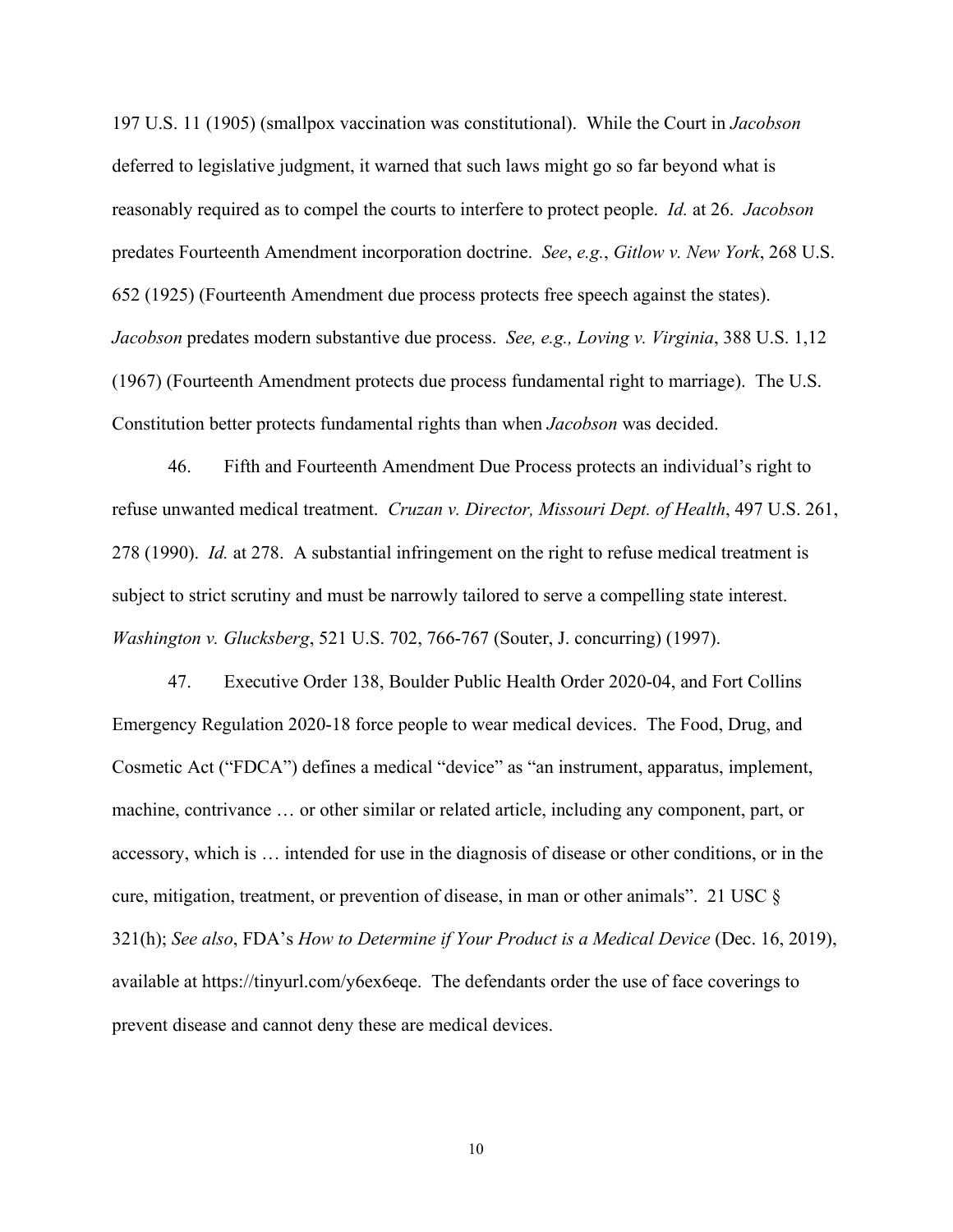197 U.S. 11 (1905) (smallpox vaccination was constitutional). While the Court in *Jacobson* deferred to legislative judgment, it warned that such laws might go so far beyond what is reasonably required as to compel the courts to interfere to protect people. *Id.* at 26. *Jacobson* predates Fourteenth Amendment incorporation doctrine. *See*, *e.g.*, *Gitlow v. New York*, 268 U.S. 652 (1925) (Fourteenth Amendment due process protects free speech against the states). *Jacobson* predates modern substantive due process. *See, e.g., Loving v. Virginia*, 388 U.S. 1,12 (1967) (Fourteenth Amendment protects due process fundamental right to marriage). The U.S. Constitution better protects fundamental rights than when *Jacobson* was decided.

46. Fifth and Fourteenth Amendment Due Process protects an individual's right to refuse unwanted medical treatment. *Cruzan v. Director, Missouri Dept. of Health*, 497 U.S. 261, 278 (1990). *Id.* at 278. A substantial infringement on the right to refuse medical treatment is subject to strict scrutiny and must be narrowly tailored to serve a compelling state interest. *Washington v. Glucksberg*, 521 U.S. 702, 766-767 (Souter, J. concurring) (1997).

47. Executive Order 138, Boulder Public Health Order 2020-04, and Fort Collins Emergency Regulation 2020-18 force people to wear medical devices. The Food, Drug, and Cosmetic Act ("FDCA") defines a medical "device" as "an instrument, apparatus, implement, machine, contrivance … or other similar or related article, including any component, part, or accessory, which is … intended for use in the diagnosis of disease or other conditions, or in the cure, mitigation, treatment, or prevention of disease, in man or other animals". 21 USC § 321(h); *See also*, FDA's *How to Determine if Your Product is a Medical Device* (Dec. 16, 2019), available at https://tinyurl.com/y6ex6eqe. The defendants order the use of face coverings to prevent disease and cannot deny these are medical devices.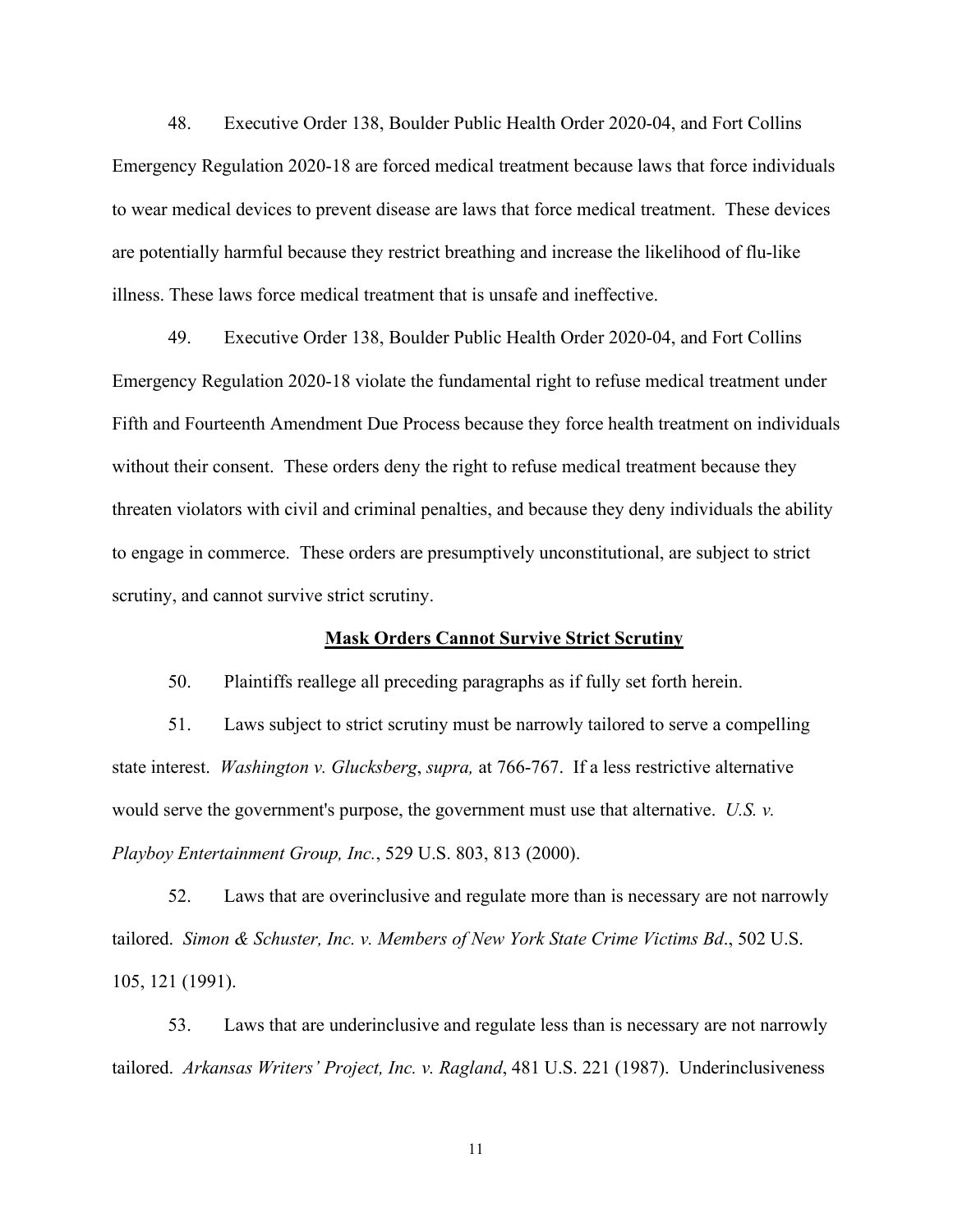48. Executive Order 138, Boulder Public Health Order 2020-04, and Fort Collins Emergency Regulation 2020-18 are forced medical treatment because laws that force individuals to wear medical devices to prevent disease are laws that force medical treatment. These devices are potentially harmful because they restrict breathing and increase the likelihood of flu-like illness. These laws force medical treatment that is unsafe and ineffective.

49. Executive Order 138, Boulder Public Health Order 2020-04, and Fort Collins Emergency Regulation 2020-18 violate the fundamental right to refuse medical treatment under Fifth and Fourteenth Amendment Due Process because they force health treatment on individuals without their consent. These orders deny the right to refuse medical treatment because they threaten violators with civil and criminal penalties, and because they deny individuals the ability to engage in commerce. These orders are presumptively unconstitutional, are subject to strict scrutiny, and cannot survive strict scrutiny.

**Mask Orders Cannot Survive Strict Scrutiny**

50. Plaintiffs reallege all preceding paragraphs as if fully set forth herein.

51. Laws subject to strict scrutiny must be narrowly tailored to serve a compelling state interest. *Washington v. Glucksberg*, *supra,* at 766-767. If a less restrictive alternative would serve the government's purpose, the government must use that alternative. *U.S. v. Playboy Entertainment Group, Inc.*, 529 U.S. 803, 813 (2000).

52. Laws that are overinclusive and regulate more than is necessary are not narrowly tailored. *Simon & Schuster, Inc. v. Members of New York State Crime Victims Bd*., 502 U.S. 105, 121 (1991).

53. Laws that are underinclusive and regulate less than is necessary are not narrowly tailored. *Arkansas Writers' Project, Inc. v. Ragland*, 481 U.S. 221 (1987). Underinclusiveness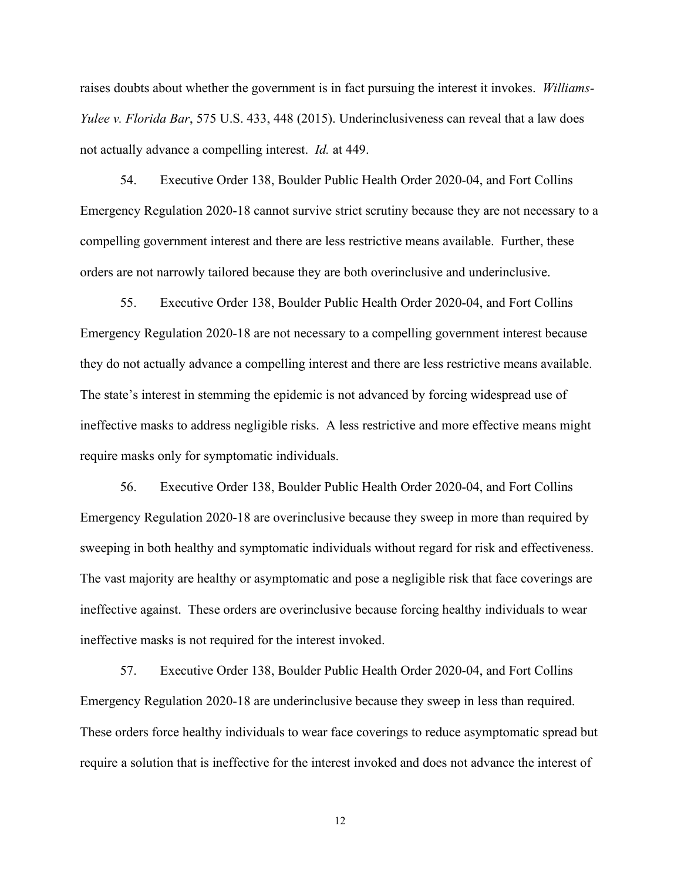raises doubts about whether the government is in fact pursuing the interest it invokes. *Williams-Yulee v. Florida Bar*, 575 U.S. 433, 448 (2015). Underinclusiveness can reveal that a law does not actually advance a compelling interest. *Id.* at 449.

54. Executive Order 138, Boulder Public Health Order 2020-04, and Fort Collins Emergency Regulation 2020-18 cannot survive strict scrutiny because they are not necessary to a compelling government interest and there are less restrictive means available. Further, these orders are not narrowly tailored because they are both overinclusive and underinclusive.

55. Executive Order 138, Boulder Public Health Order 2020-04, and Fort Collins Emergency Regulation 2020-18 are not necessary to a compelling government interest because they do not actually advance a compelling interest and there are less restrictive means available. The state's interest in stemming the epidemic is not advanced by forcing widespread use of ineffective masks to address negligible risks. A less restrictive and more effective means might require masks only for symptomatic individuals.

56. Executive Order 138, Boulder Public Health Order 2020-04, and Fort Collins Emergency Regulation 2020-18 are overinclusive because they sweep in more than required by sweeping in both healthy and symptomatic individuals without regard for risk and effectiveness. The vast majority are healthy or asymptomatic and pose a negligible risk that face coverings are ineffective against. These orders are overinclusive because forcing healthy individuals to wear ineffective masks is not required for the interest invoked.

57. Executive Order 138, Boulder Public Health Order 2020-04, and Fort Collins Emergency Regulation 2020-18 are underinclusive because they sweep in less than required. These orders force healthy individuals to wear face coverings to reduce asymptomatic spread but require a solution that is ineffective for the interest invoked and does not advance the interest of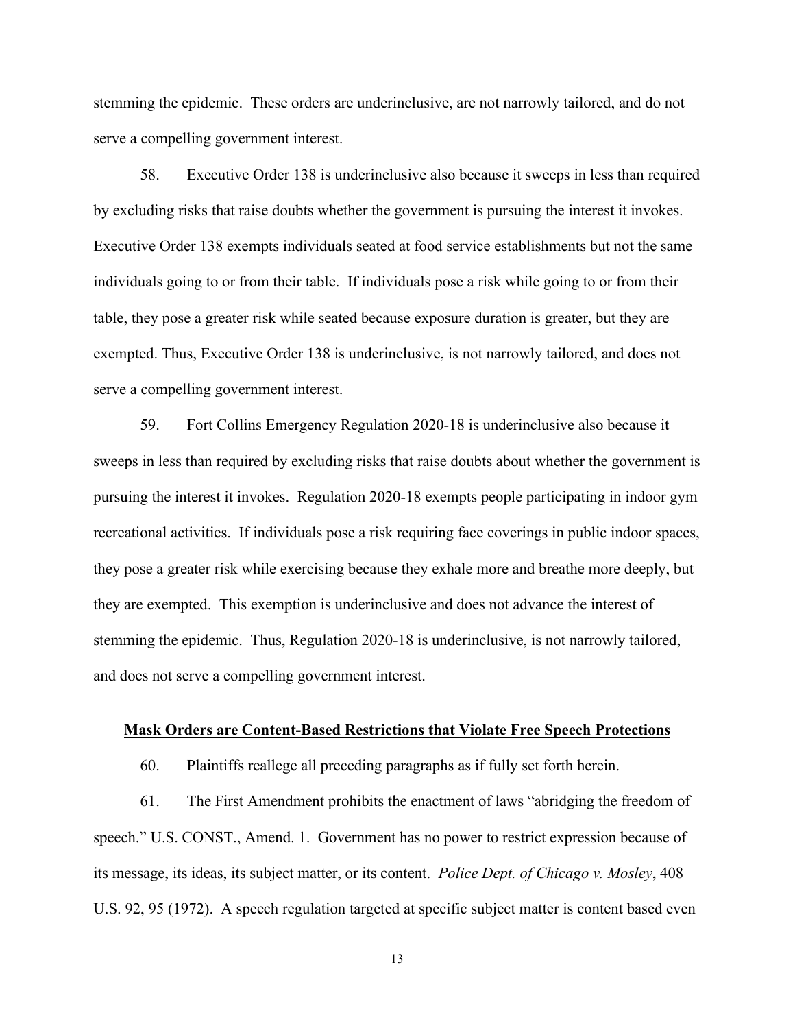stemming the epidemic. These orders are underinclusive, are not narrowly tailored, and do not serve a compelling government interest.

58. Executive Order 138 is underinclusive also because it sweeps in less than required by excluding risks that raise doubts whether the government is pursuing the interest it invokes. Executive Order 138 exempts individuals seated at food service establishments but not the same individuals going to or from their table. If individuals pose a risk while going to or from their table, they pose a greater risk while seated because exposure duration is greater, but they are exempted. Thus, Executive Order 138 is underinclusive, is not narrowly tailored, and does not serve a compelling government interest.

59. Fort Collins Emergency Regulation 2020-18 is underinclusive also because it sweeps in less than required by excluding risks that raise doubts about whether the government is pursuing the interest it invokes. Regulation 2020-18 exempts people participating in indoor gym recreational activities. If individuals pose a risk requiring face coverings in public indoor spaces, they pose a greater risk while exercising because they exhale more and breathe more deeply, but they are exempted. This exemption is underinclusive and does not advance the interest of stemming the epidemic. Thus, Regulation 2020-18 is underinclusive, is not narrowly tailored, and does not serve a compelling government interest.

**Mask Orders are Content-Based Restrictions that Violate Free Speech Protections**

60. Plaintiffs reallege all preceding paragraphs as if fully set forth herein.

61. The First Amendment prohibits the enactment of laws "abridging the freedom of speech." U.S. CONST., Amend. 1. Government has no power to restrict expression because of its message, its ideas, its subject matter, or its content. *Police Dept. of Chicago v. Mosley*, 408 U.S. 92, 95 (1972). A speech regulation targeted at specific subject matter is content based even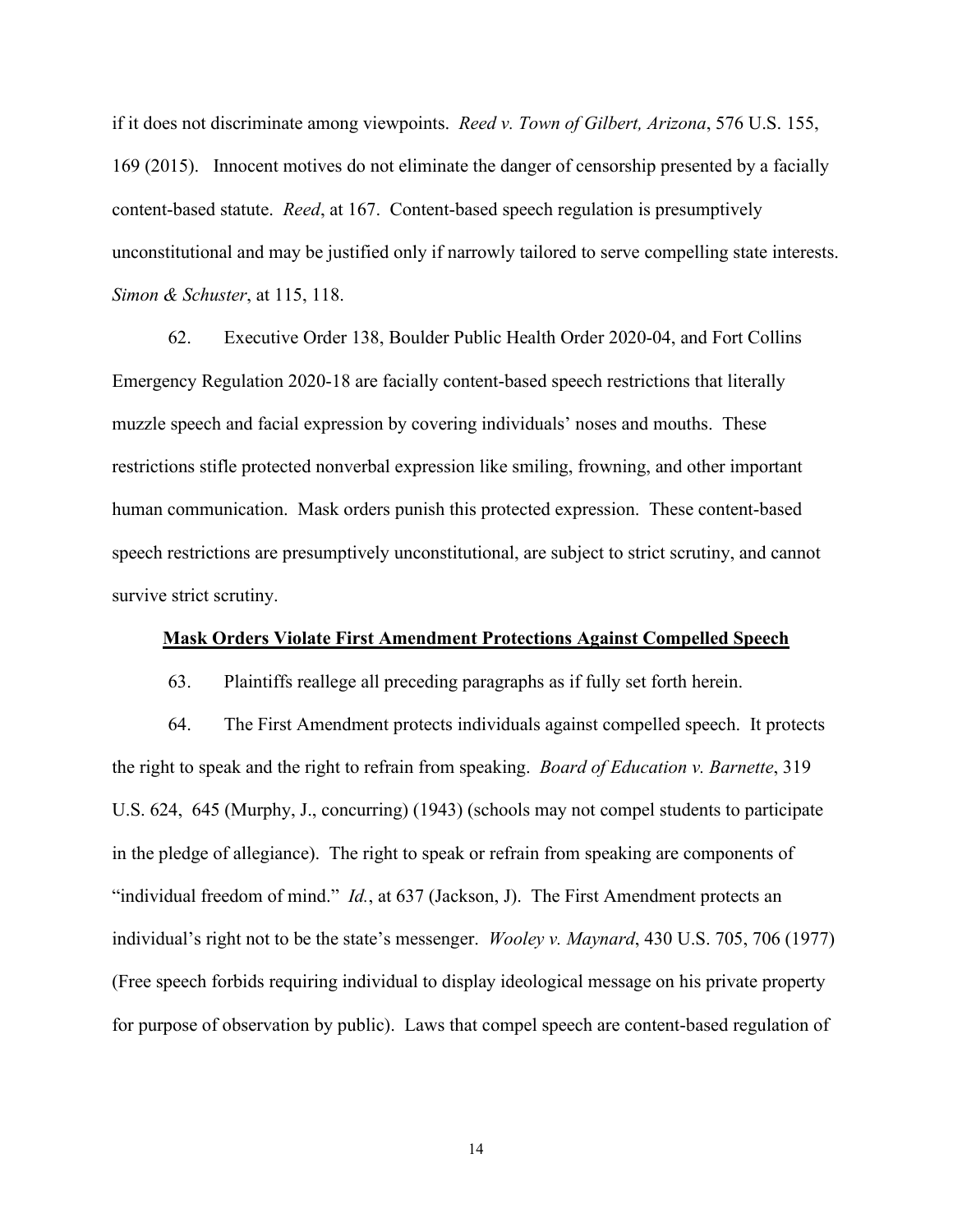if it does not discriminate among viewpoints. *Reed v. Town of Gilbert, Arizona*, 576 U.S. 155, 169 (2015). Innocent motives do not eliminate the danger of censorship presented by a facially content-based statute. *Reed*, at 167. Content-based speech regulation is presumptively unconstitutional and may be justified only if narrowly tailored to serve compelling state interests. *Simon & Schuster*, at 115, 118.

62. Executive Order 138, Boulder Public Health Order 2020-04, and Fort Collins Emergency Regulation 2020-18 are facially content-based speech restrictions that literally muzzle speech and facial expression by covering individuals' noses and mouths. These restrictions stifle protected nonverbal expression like smiling, frowning, and other important human communication. Mask orders punish this protected expression. These content-based speech restrictions are presumptively unconstitutional, are subject to strict scrutiny, and cannot survive strict scrutiny.

**<u>Mask Orders Violate First Amendment Protections Against Compelled Speech</u>**

63. Plaintiffs reallege all preceding paragraphs as if fully set forth herein.

64. The First Amendment protects individuals against compelled speech. It protects the right to speak and the right to refrain from speaking. *Board of Education v. Barnette*, 319 U.S. 624, 645 (Murphy, J., concurring) (1943) (schools may not compel students to participate in the pledge of allegiance). The right to speak or refrain from speaking are components of "individual freedom of mind." *Id.*, at 637 (Jackson, J). The First Amendment protects an individual's right not to be the state's messenger. *Wooley v. Maynard*, 430 U.S. 705, 706 (1977) (Free speech forbids requiring individual to display ideological message on his private property for purpose of observation by public). Laws that compel speech are content-based regulation of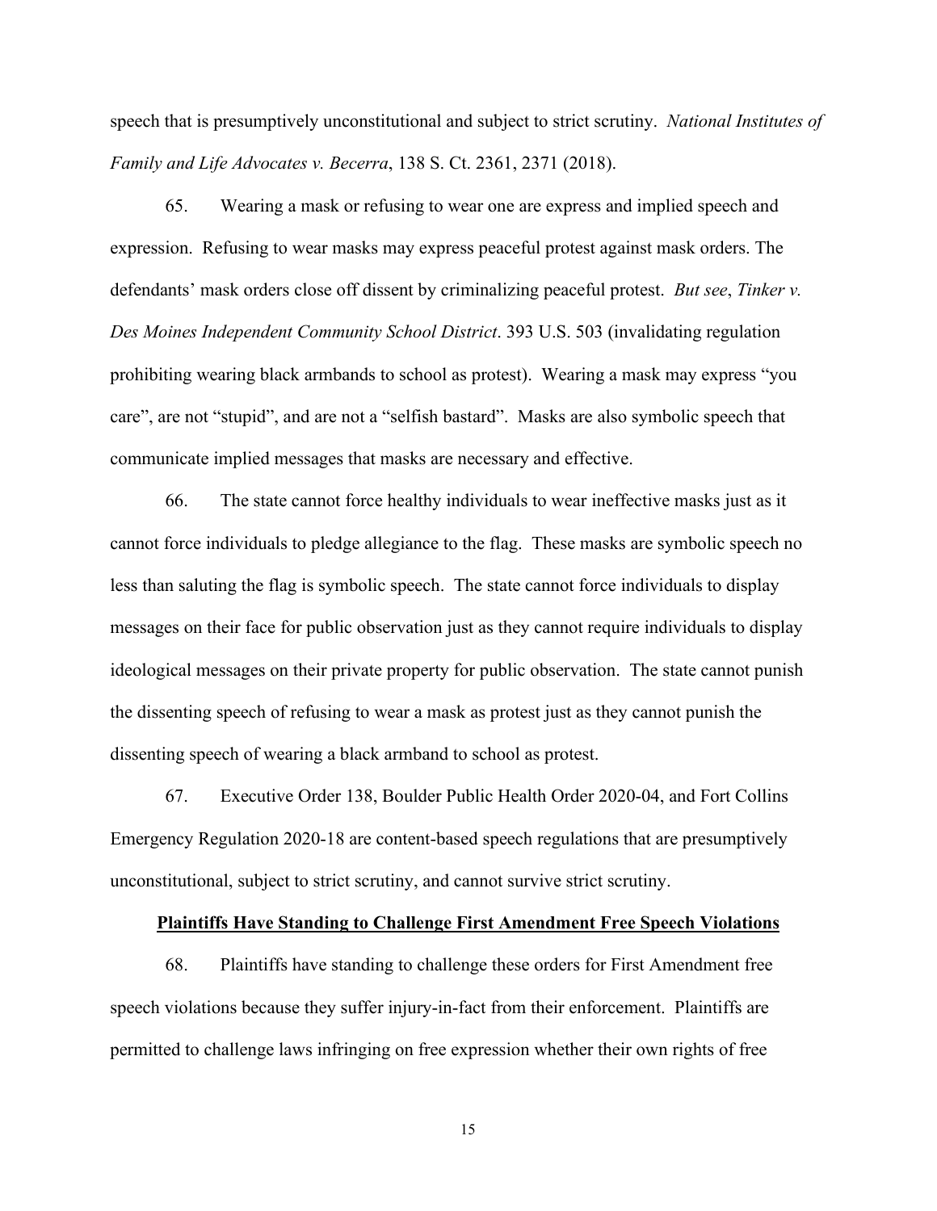speech that is presumptively unconstitutional and subject to strict scrutiny. *National Institutes of Family and Life Advocates v. Becerra*, 138 S. Ct. 2361, 2371 (2018).

65. Wearing a mask or refusing to wear one are express and implied speech and expression. Refusing to wear masks may express peaceful protest against mask orders. The defendants' mask orders close off dissent by criminalizing peaceful protest. *But see*, *Tinker v. Des Moines Independent Community School District*. 393 U.S. 503 (invalidating regulation prohibiting wearing black armbands to school as protest). Wearing a mask may express "you care", are not "stupid", and are not a "selfish bastard". Masks are also symbolic speech that communicate implied messages that masks are necessary and effective.

66. The state cannot force healthy individuals to wear ineffective masks just as it cannot force individuals to pledge allegiance to the flag. These masks are symbolic speech no less than saluting the flag is symbolic speech. The state cannot force individuals to display messages on their face for public observation just as they cannot require individuals to display ideological messages on their private property for public observation. The state cannot punish the dissenting speech of refusing to wear a mask as protest just as they cannot punish the dissenting speech of wearing a black armband to school as protest.

67. Executive Order 138, Boulder Public Health Order 2020-04, and Fort Collins Emergency Regulation 2020-18 are content-based speech regulations that are presumptively unconstitutional, subject to strict scrutiny, and cannot survive strict scrutiny.

**Plaintiffs Have Standing to Challenge First Amendment Free Speech Violations**

68. Plaintiffs have standing to challenge these orders for First Amendment free speech violations because they suffer injury-in-fact from their enforcement. Plaintiffs are permitted to challenge laws infringing on free expression whether their own rights of free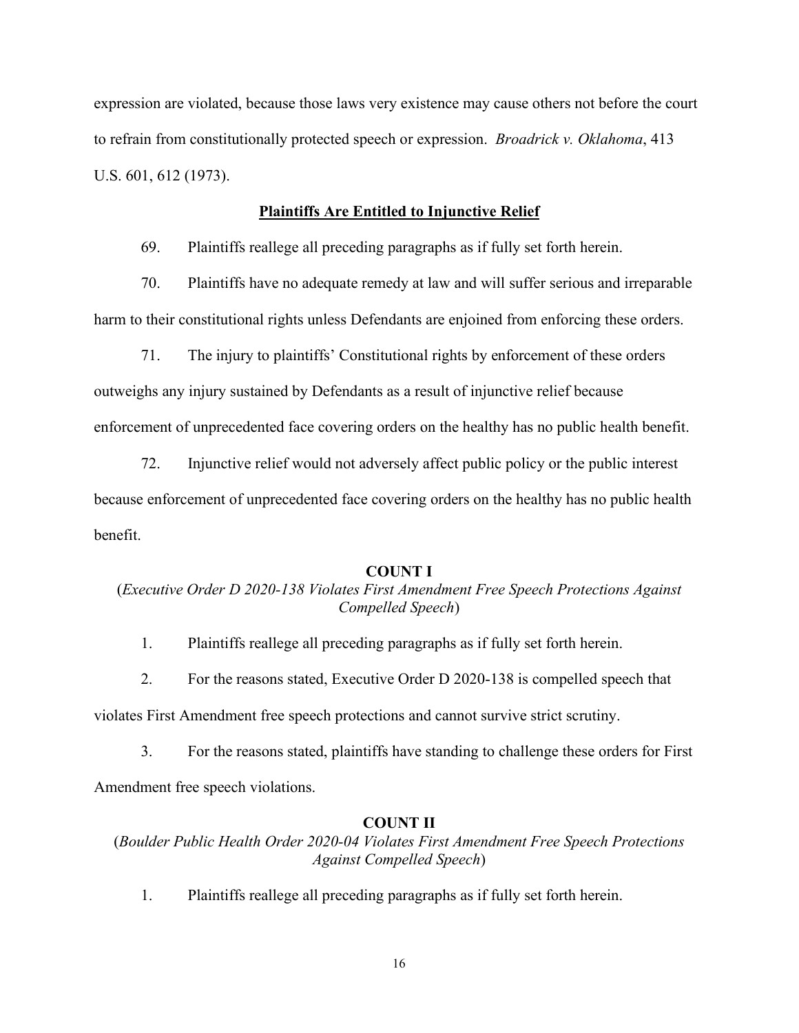expression are violated, because those laws very existence may cause others not before the court to refrain from constitutionally protected speech or expression. *Broadrick v. Oklahoma*, 413 U.S. 601, 612 (1973).

## **Plaintiffs Are Entitled to Injunctive Relief**

69. Plaintiffs reallege all preceding paragraphs as if fully set forth herein.

70. Plaintiffs have no adequate remedy at law and will suffer serious and irreparable harm to their constitutional rights unless Defendants are enjoined from enforcing these orders.

71. The injury to plaintiffs' Constitutional rights by enforcement of these orders outweighs any injury sustained by Defendants as a result of injunctive relief because enforcement of unprecedented face covering orders on the healthy has no public health benefit.

72. Injunctive relief would not adversely affect public policy or the public interest because enforcement of unprecedented face covering orders on the healthy has no public health benefit.

## **COUNT I**

(*Executive Order D 2020-138 Violates First Amendment Free Speech Protections Against Compelled Speech*)

1. Plaintiffs reallege all preceding paragraphs as if fully set forth herein.

2. For the reasons stated, Executive Order D 2020-138 is compelled speech that violates First Amendment free speech protections and cannot survive strict scrutiny.

3. For the reasons stated, plaintiffs have standing to challenge these orders for First Amendment free speech violations.

## **COUNT II**

(*Boulder Public Health Order 2020-04 Violates First Amendment Free Speech Protections Against Compelled Speech*)

1. Plaintiffs reallege all preceding paragraphs as if fully set forth herein.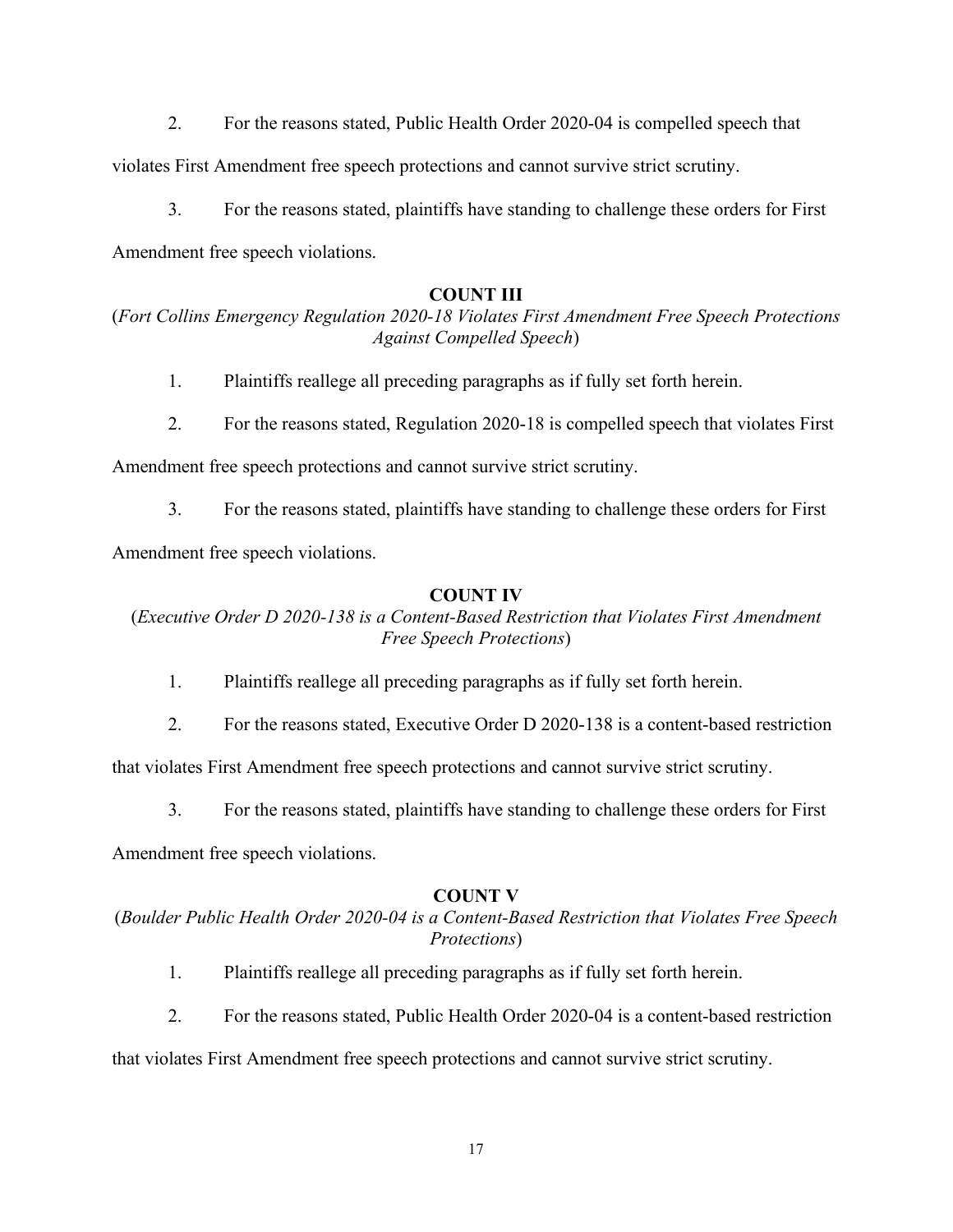2. For the reasons stated, Public Health Order 2020-04 is compelled speech that violates First Amendment free speech protections and cannot survive strict scrutiny.

3. For the reasons stated, plaintiffs have standing to challenge these orders for First Amendment free speech violations.

**COUNT III**

(*Fort Collins Emergency Regulation 2020-18 Violates First Amendment Free Speech Protections Against Compelled Speech*)

1. Plaintiffs reallege all preceding paragraphs as if fully set forth herein.

2. For the reasons stated, Regulation 2020-18 is compelled speech that violates First Amendment free speech protections and cannot survive strict scrutiny.

3. For the reasons stated, plaintiffs have standing to challenge these orders for First Amendment free speech violations.

**COUNT IV**

(*Executive Order D 2020-138 is a Content-Based Restriction that Violates First Amendment Free Speech Protections*)

1. Plaintiffs reallege all preceding paragraphs as if fully set forth herein.

2. For the reasons stated, Executive Order D 2020-138 is a content-based restriction that violates First Amendment free speech protections and cannot survive strict scrutiny.

3. For the reasons stated, plaintiffs have standing to challenge these orders for First Amendment free speech violations.

**COUNT V**

(*Boulder Public Health Order 2020-04 is a Content-Based Restriction that Violates Free Speech Protections*)

1. Plaintiffs reallege all preceding paragraphs as if fully set forth herein.

2. For the reasons stated, Public Health Order 2020-04 is a content-based restriction that violates First Amendment free speech protections and cannot survive strict scrutiny.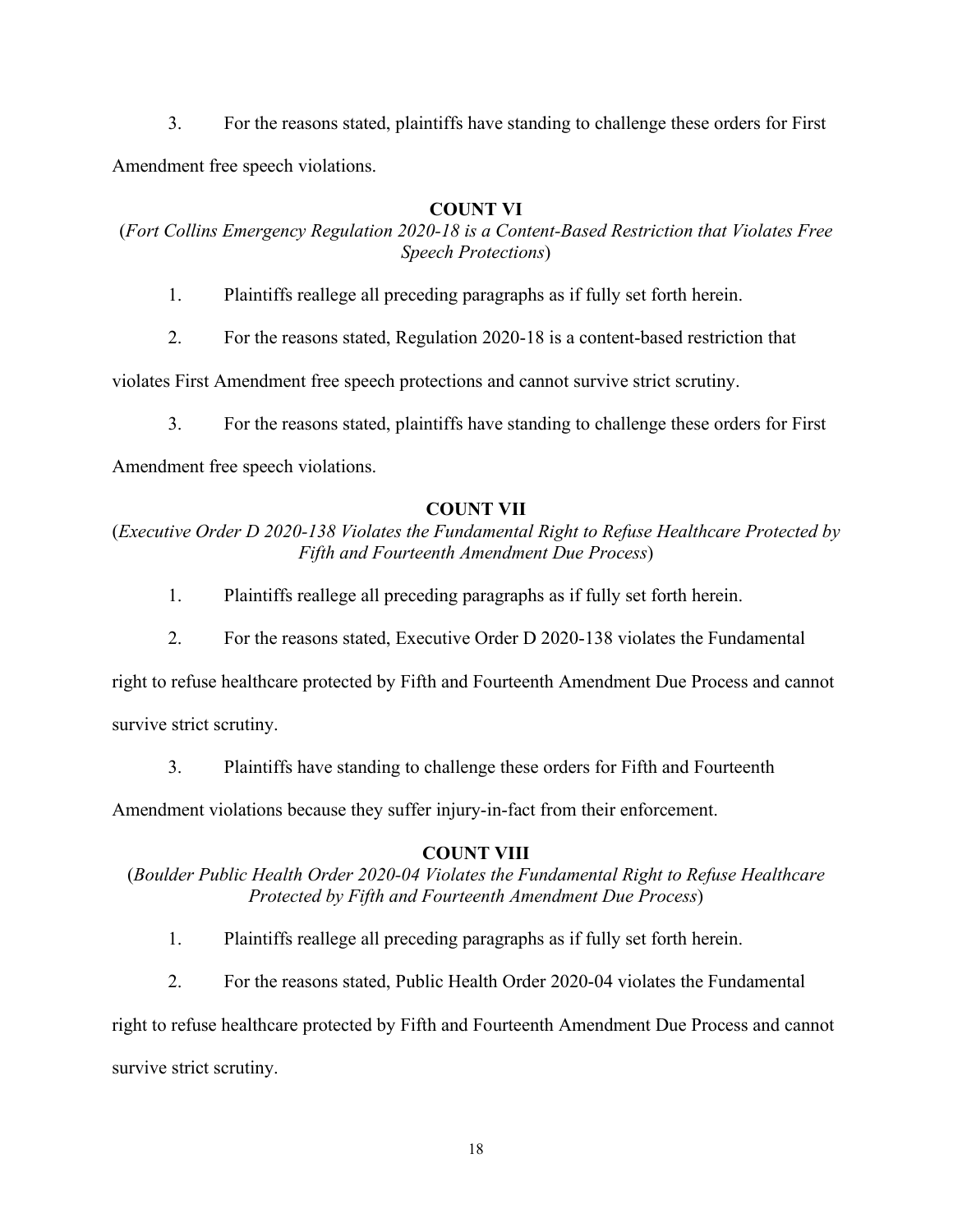3. For the reasons stated, plaintiffs have standing to challenge these orders for First Amendment free speech violations.

## COUNT VI

(*Fort Collins Emergency Regulation 2020-18 is a Content-Based Restriction that Violates Free Speech Protections*)

1. Plaintiffs reallege all preceding paragraphs as if fully set forth herein.

2. For the reasons stated, Regulation 2020-18 is a content-based restriction that violates First Amendment free speech protections and cannot survive strict scrutiny.

3. For the reasons stated, plaintiffs have standing to challenge these orders for First Amendment free speech violations.

## COUNT VII

(*Executive Order D 2020-138 Violates the Fundamental Right to Refuse Healthcare Protected by Fifth and Fourteenth Amendment Due Process*)

1. Plaintiffs reallege all preceding paragraphs as if fully set forth herein.

2. For the reasons stated, Executive Order D 2020-138 violates the Fundamental right to refuse healthcare protected by Fifth and Fourteenth Amendment Due Process and cannot survive strict scrutiny.

3. Plaintiffs have standing to challenge these orders for Fifth and Fourteenth Amendment violations because they suffer injury-in-fact from their enforcement.

## COUNT VIII

(*Boulder Public Health Order 2020-04 Violates the Fundamental Right to Refuse Healthcare Protected by Fifth and Fourteenth Amendment Due Process*)

1. Plaintiffs reallege all preceding paragraphs as if fully set forth herein.

2. For the reasons stated, Public Health Order 2020-04 violates the Fundamental right to refuse healthcare protected by Fifth and Fourteenth Amendment Due Process and cannot survive strict scrutiny.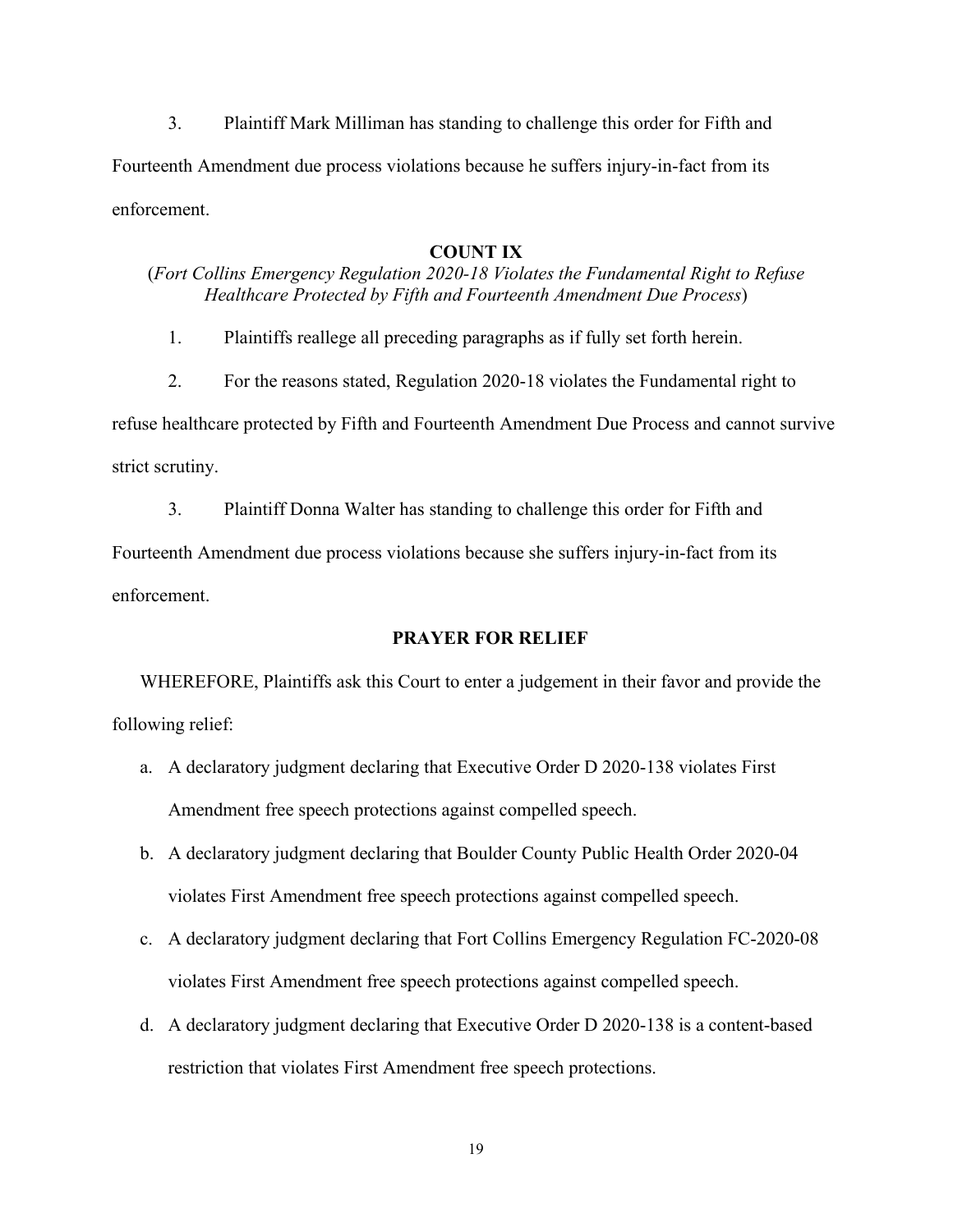3. Plaintiff Mark Milliman has standing to challenge this order for Fifth and Fourteenth Amendment due process violations because he suffers injury-in-fact from its enforcement.

**COUNT IX**

(*Fort Collins Emergency Regulation 2020-18 Violates the Fundamental Right to Refuse Healthcare Protected by Fifth and Fourteenth Amendment Due Process*)

1. Plaintiffs reallege all preceding paragraphs as if fully set forth herein.

2. For the reasons stated, Regulation 2020-18 violates the Fundamental right to refuse healthcare protected by Fifth and Fourteenth Amendment Due Process and cannot survive strict scrutiny.

3. Plaintiff Donna Walter has standing to challenge this order for Fifth and Fourteenth Amendment due process violations because she suffers injury-in-fact from its enforcement.

**PRAYER FOR RELIEF**

WHEREFORE, Plaintiffs ask this Court to enter a judgement in their favor and provide the following relief:

a. A declaratory judgment declaring that Executive Order D 2020-138 violates First Amendment free speech protections against compelled speech.

b. A declaratory judgment declaring that Boulder County Public Health Order 2020-04 violates First Amendment free speech protections against compelled speech.

c. A declaratory judgment declaring that Fort Collins Emergency Regulation FC-2020-08 violates First Amendment free speech protections against compelled speech.

d. A declaratory judgment declaring that Executive Order D 2020-138 is a content-based restriction that violates First Amendment free speech protections.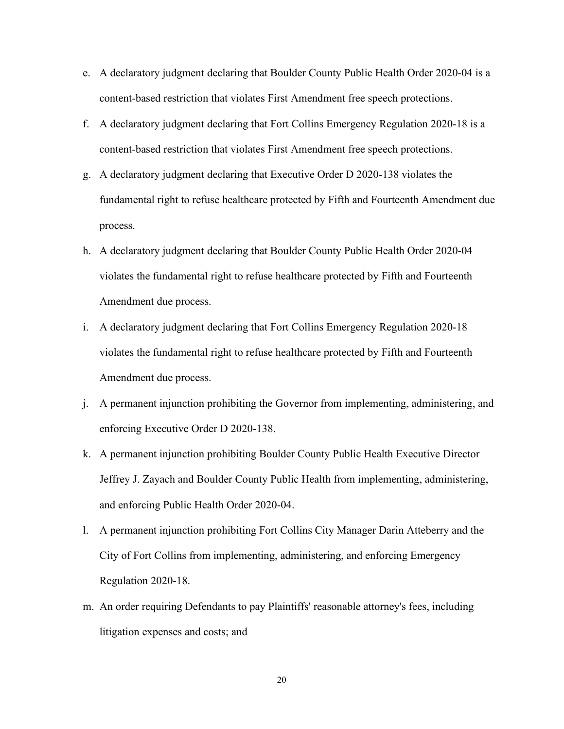e. A declaratory judgment declaring that Boulder County Public Health Order 2020-04 is a content-based restriction that violates First Amendment free speech protections.
f. A declaratory judgment declaring that Fort Collins Emergency Regulation 2020-18 is a content-based restriction that violates First Amendment free speech protections.
g. A declaratory judgment declaring that Executive Order D 2020-138 violates the fundamental right to refuse healthcare protected by Fifth and Fourteenth Amendment due process.
h. A declaratory judgment declaring that Boulder County Public Health Order 2020-04 violates the fundamental right to refuse healthcare protected by Fifth and Fourteenth Amendment due process.
i. A declaratory judgment declaring that Fort Collins Emergency Regulation 2020-18 violates the fundamental right to refuse healthcare protected by Fifth and Fourteenth Amendment due process.
j. A permanent injunction prohibiting the Governor from implementing, administering, and enforcing Executive Order D 2020-138.
k. A permanent injunction prohibiting Boulder County Public Health Executive Director Jeffrey J. Zayach and Boulder County Public Health from implementing, administering, and enforcing Public Health Order 2020-04.
l. A permanent injunction prohibiting Fort Collins City Manager Darin Atteberry and the City of Fort Collins from implementing, administering, and enforcing Emergency Regulation 2020-18.
m. An order requiring Defendants to pay Plaintiffs' reasonable attorney's fees, including litigation expenses and costs; and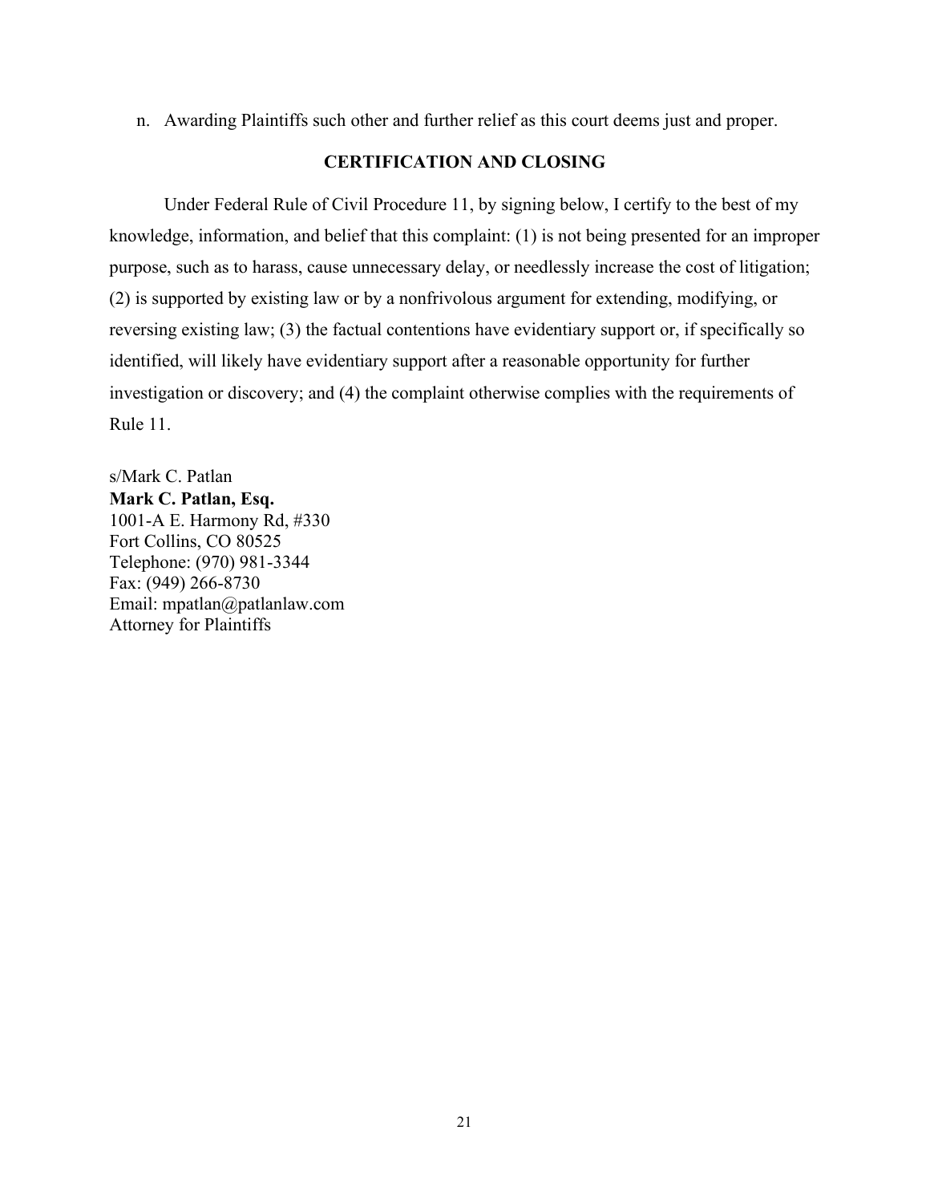n. Awarding Plaintiffs such other and further relief as this court deems just and proper.

## CERTIFICATION AND CLOSING

Under Federal Rule of Civil Procedure 11, by signing below, I certify to the best of my knowledge, information, and belief that this complaint: (1) is not being presented for an improper purpose, such as to harass, cause unnecessary delay, or needlessly increase the cost of litigation; (2) is supported by existing law or by a nonfrivolous argument for extending, modifying, or reversing existing law; (3) the factual contentions have evidentiary support or, if specifically so identified, will likely have evidentiary support after a reasonable opportunity for further investigation or discovery; and (4) the complaint otherwise complies with the requirements of Rule 11.

s/Mark C. Patlan  
**Mark C. Patlan, Esq.**  
1001-A E. Harmony Rd, #330  
Fort Collins, CO 80525  
Telephone: (970) 981-3344  
Fax: (949) 266-8730  
Email: mpatlan@patlanlaw.com  
Attorney for Plaintiffs